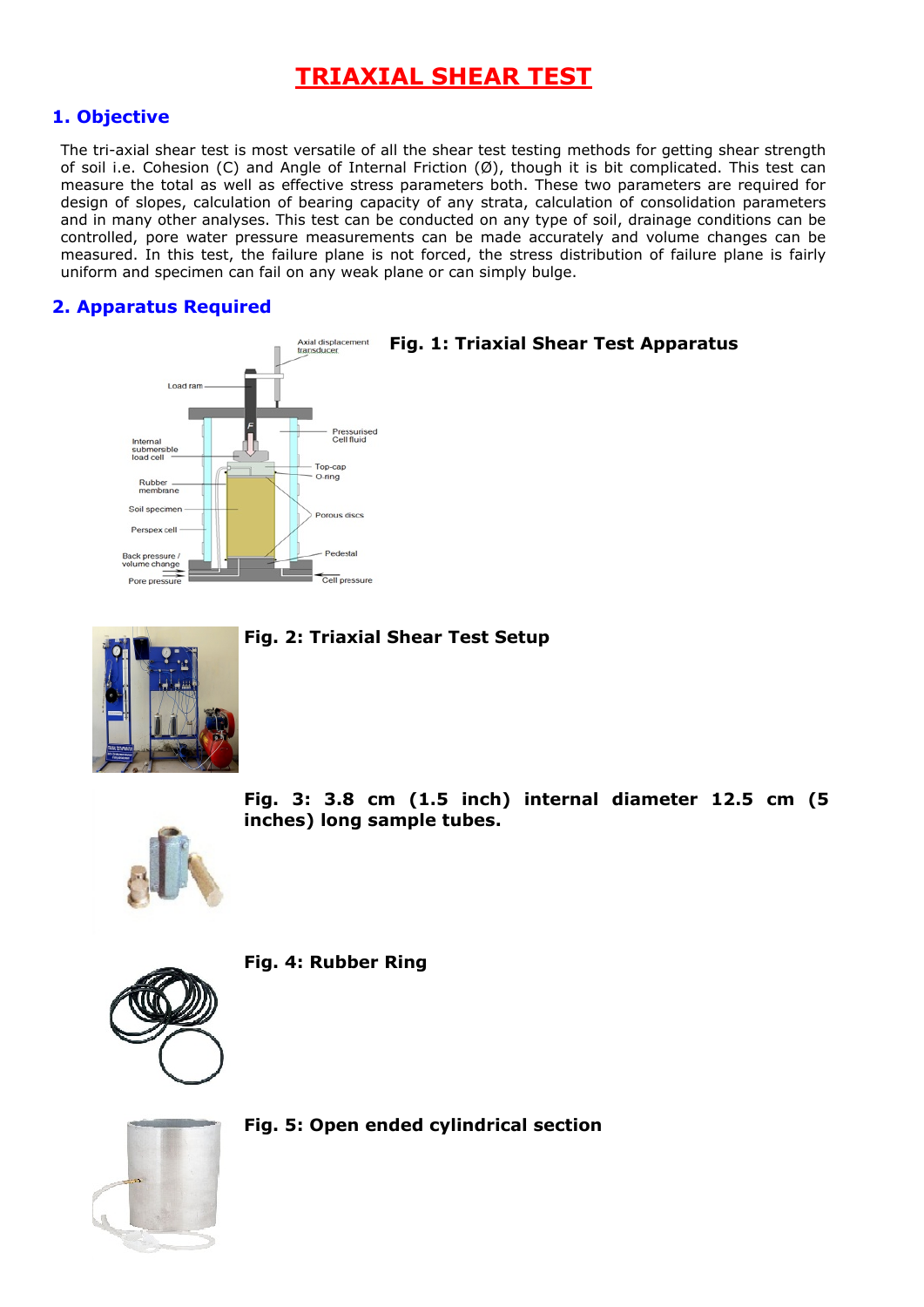# TRIAXIAL SHEAR TEST

## 1. Objective

The tri-axial shear test is most versatile of all the shear test testing methods for getting shear strength of soil i.e. Cohesion (C) and Angle of Internal Friction (Ø), though it is bit complicated. This test can measure the total as well as effective stress parameters both. These two parameters are required for design of slopes, calculation of bearing capacity of any strata, calculation of consolidation parameters and in many other analyses. This test can be conducted on any type of soil, drainage conditions can be controlled, pore water pressure measurements can be made accurately and volume changes can be measured. In this test, the failure plane is not forced, the stress distribution of failure plane is fairly uniform and specimen can fail on any weak plane or can simply bulge.

## 2. Apparatus Required

**Fig. 1: Triaxial Shear Test Apparatus**

**Fig. 2: Triaxial Shear Test Setup**

**Fig. 3: 3.8 cm (1.5 inch) internal diameter 12.5 cm (5 inches) long sample tubes.**

**Fig. 4: Rubber Ring**

**Fig. 5: Open ended cylindrical section**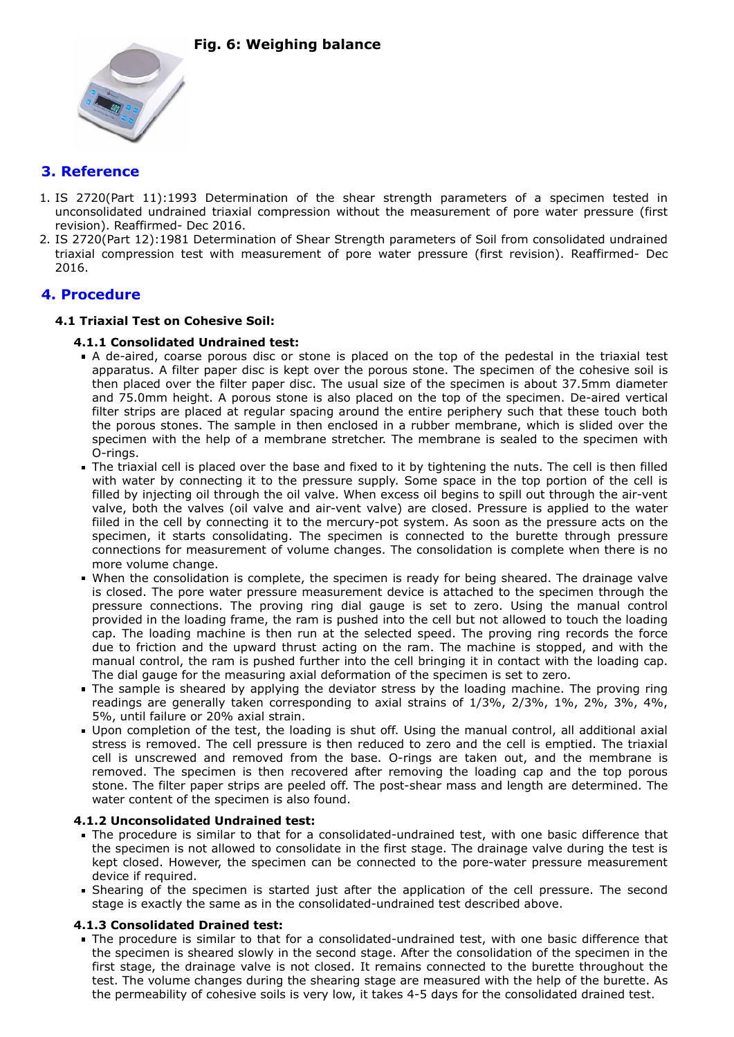**Fig. 6: Weighing balance**

## 3. Reference

1. IS 2720(Part 11):1993 Determination of the shear strength parameters of a specimen tested in unconsolidated undrained triaxial compression without the measurement of pore water pressure (first revision). Reaffirmed- Dec 2016.
2. IS 2720(Part 12):1981 Determination of Shear Strength parameters of Soil from consolidated undrained triaxial compression test with measurement of pore water pressure (first revision). Reaffirmed- Dec 2016.

## 4. Procedure

### 4.1 Triaxial Test on Cohesive Soil:

#### 4.1.1 Consolidated Undrained test:

- A de-aired, coarse porous disc or stone is placed on the top of the pedestal in the triaxial test apparatus. A filter paper disc is kept over the porous stone. The specimen of the cohesive soil is then placed over the filter paper disc. The usual size of the specimen is about 37.5mm diameter and 75.0mm height. A porous stone is also placed on the top of the specimen. De-aired vertical filter strips are placed at regular spacing around the entire periphery such that these touch both the porous stones. The sample in then enclosed in a rubber membrane, which is slided over the specimen with the help of a membrane stretcher. The membrane is sealed to the specimen with O-rings.
- The triaxial cell is placed over the base and fixed to it by tightening the nuts. The cell is then filled with water by connecting it to the pressure supply. Some space in the top portion of the cell is filled by injecting oil through the oil valve. When excess oil begins to spill out through the air-vent valve, both the valves (oil valve and air-vent valve) are closed. Pressure is applied to the water fiiled in the cell by connecting it to the mercury-pot system. As soon as the pressure acts on the specimen, it starts consolidating. The specimen is connected to the burette through pressure connections for measurement of volume changes. The consolidation is complete when there is no more volume change.
- When the consolidation is complete, the specimen is ready for being sheared. The drainage valve is closed. The pore water pressure measurement device is attached to the specimen through the pressure connections. The proving ring dial gauge is set to zero. Using the manual control provided in the loading frame, the ram is pushed into the cell but not allowed to touch the loading cap. The loading machine is then run at the selected speed. The proving ring records the force due to friction and the upward thrust acting on the ram. The machine is stopped, and with the manual control, the ram is pushed further into the cell bringing it in contact with the loading cap. The dial gauge for the measuring axial deformation of the specimen is set to zero.
- The sample is sheared by applying the deviator stress by the loading machine. The proving ring readings are generally taken corresponding to axial strains of 1/3%, 2/3%, 1%, 2%, 3%, 4%, 5%, until failure or 20% axial strain.
- Upon completion of the test, the loading is shut off. Using the manual control, all additional axial stress is removed. The cell pressure is then reduced to zero and the cell is emptied. The triaxial cell is unscrewed and removed from the base. O-rings are taken out, and the membrane is removed. The specimen is then recovered after removing the loading cap and the top porous stone. The filter paper strips are peeled off. The post-shear mass and length are determined. The water content of the specimen is also found.

#### 4.1.2 Unconsolidated Undrained test:

- The procedure is similar to that for a consolidated-undrained test, with one basic difference that the specimen is not allowed to consolidate in the first stage. The drainage valve during the test is kept closed. However, the specimen can be connected to the pore-water pressure measurement device if required.
- Shearing of the specimen is started just after the application of the cell pressure. The second stage is exactly the same as in the consolidated-undrained test described above.

#### 4.1.3 Consolidated Drained test:

- The procedure is similar to that for a consolidated-undrained test, with one basic difference that the specimen is sheared slowly in the second stage. After the consolidation of the specimen in the first stage, the drainage valve is not closed. It remains connected to the burette throughout the test. The volume changes during the shearing stage are measured with the help of the burette. As the permeability of cohesive soils is very low, it takes 4-5 days for the consolidated drained test.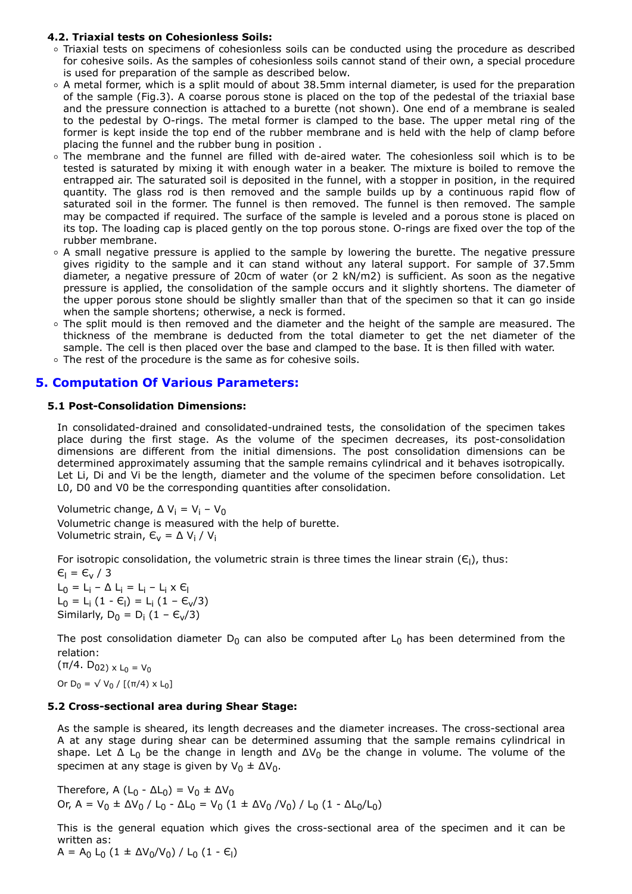#### 4.2. Triaxial tests on Cohesionless Soils:

- Triaxial tests on specimens of cohesionless soils can be conducted using the procedure as described for cohesive soils. As the samples of cohesionless soils cannot stand of their own, a special procedure is used for preparation of the sample as described below.
- A metal former, which is a split mould of about 38.5mm internal diameter, is used for the preparation of the sample (Fig.3). A coarse porous stone is placed on the top of the pedestal of the triaxial base and the pressure connection is attached to a burette (not shown). One end of a membrane is sealed to the pedestal by O-rings. The metal former is clamped to the base. The upper metal ring of the former is kept inside the top end of the rubber membrane and is held with the help of clamp before placing the funnel and the rubber bung in position .
- The membrane and the funnel are filled with de-aired water. The cohesionless soil which is to be tested is saturated by mixing it with enough water in a beaker. The mixture is boiled to remove the entrapped air. The saturated soil is deposited in the funnel, with a stopper in position, in the required quantity. The glass rod is then removed and the sample builds up by a continuous rapid flow of saturated soil in the former. The funnel is then removed. The funnel is then removed. The sample may be compacted if required. The surface of the sample is leveled and a porous stone is placed on its top. The loading cap is placed gently on the top porous stone. O-rings are fixed over the top of the rubber membrane.
- A small negative pressure is applied to the sample by lowering the burette. The negative pressure gives rigidity to the sample and it can stand without any lateral support. For sample of 37.5mm diameter, a negative pressure of 20cm of water (or 2 kN/m2) is sufficient. As soon as the negative pressure is applied, the consolidation of the sample occurs and it slightly shortens. The diameter of the upper porous stone should be slightly smaller than that of the specimen so that it can go inside when the sample shortens; otherwise, a neck is formed.
- The split mould is then removed and the diameter and the height of the sample are measured. The thickness of the membrane is deducted from the total diameter to get the net diameter of the sample. The cell is then placed over the base and clamped to the base. It is then filled with water.
- The rest of the procedure is the same as for cohesive soils.

## 5. Computation Of Various Parameters:

### 5.1 Post-Consolidation Dimensions:

In consolidated-drained and consolidated-undrained tests, the consolidation of the specimen takes place during the first stage. As the volume of the specimen decreases, its post-consolidation dimensions are different from the initial dimensions. The post consolidation dimensions can be determined approximately assuming that the sample remains cylindrical and it behaves isotropically. Let Li, Di and Vi be the length, diameter and the volume of the specimen before consolidation. Let L0, D0 and V0 be the corresponding quantities after consolidation.

Volumetric change, $\Delta V_i = V_i - V_0$

Volumetric change is measured with the help of burette.

Volumetric strain, $\epsilon_v = \Delta V_i / V_i$

For isotropic consolidation, the volumetric strain is three times the linear strain ($\epsilon_l$), thus:

$\epsilon_l = \epsilon_v / 3$

$L_0 = L_i - \Delta L_i = L_i - L_i \times \epsilon_l$

$L_0 = L_i (1 - \epsilon_l) = L_i (1 - \epsilon_v/3)$

Similarly, $D_0 = D_i (1 - \epsilon_v/3)$

The post consolidation diameter $D_0$ can also be computed after $L_0$ has been determined from the relation:

$(\pi/4 . D_0^2) \times L_0 = V_0$

Or $D_0 = \sqrt{V_0 / [(\pi/4) \times L_0]}$

### 5.2 Cross-sectional area during Shear Stage:

As the sample is sheared, its length decreases and the diameter increases. The cross-sectional area A at any stage during shear can be determined assuming that the sample remains cylindrical in shape. Let $\Delta L_0$ be the change in length and $\Delta V_0$ be the change in volume. The volume of the specimen at any stage is given by $V_0 \pm \Delta V_0$.

Therefore, $A (L_0 - \Delta L_0) = V_0 \pm \Delta V_0$

Or, $A = V_0 \pm \Delta V_0 / L_0 - \Delta L_0 = V_0 (1 \pm \Delta V_0 / V_0) / L_0 (1 - \Delta L_0 / L_0)$

This is the general equation which gives the cross-sectional area of the specimen and it can be written as:

$A = A_0 L_0 (1 \pm \Delta V_0 / V_0) / L_0 (1 - \epsilon_l)$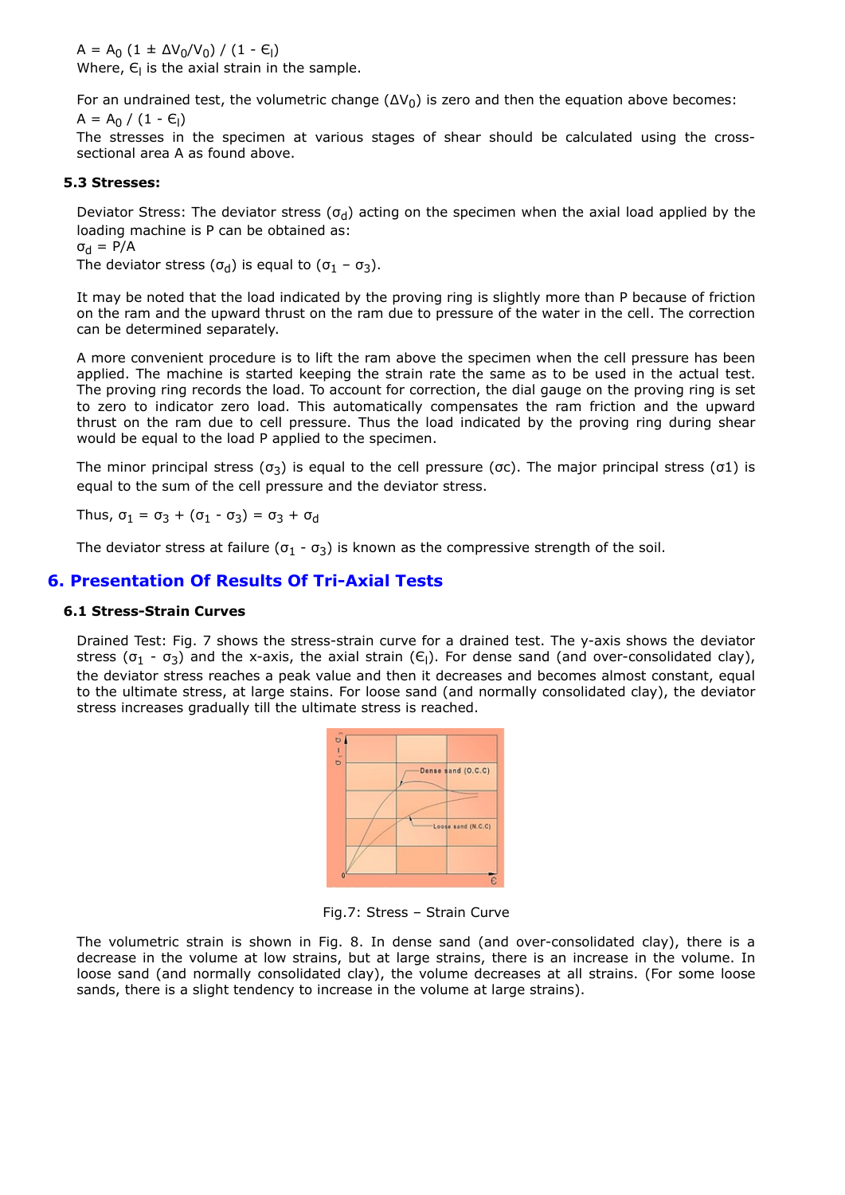$A = A_0 (1 \pm \Delta V_0/V_0) / (1 - \epsilon_l)$

Where, $\epsilon_l$ is the axial strain in the sample.

For an undrained test, the volumetric change ($\Delta V_0$) is zero and then the equation above becomes:

$A = A_0 / (1 - \epsilon_l)$

The stresses in the specimen at various stages of shear should be calculated using the cross-sectional area A as found above.

### 5.3 Stresses:

Deviator Stress: The deviator stress ($\sigma_d$) acting on the specimen when the axial load applied by the loading machine is P can be obtained as:

$\sigma_d = P/A$

The deviator stress ($\sigma_d$) is equal to ($\sigma_1 - \sigma_3$).

It may be noted that the load indicated by the proving ring is slightly more than P because of friction on the ram and the upward thrust on the ram due to pressure of the water in the cell. The correction can be determined separately.

A more convenient procedure is to lift the ram above the specimen when the cell pressure has been applied. The machine is started keeping the strain rate the same as to be used in the actual test. The proving ring records the load. To account for correction, the dial gauge on the proving ring is set to zero to indicator zero load. This automatically compensates the ram friction and the upward thrust on the ram due to cell pressure. Thus the load indicated by the proving ring during shear would be equal to the load P applied to the specimen.

The minor principal stress ($\sigma_3$) is equal to the cell pressure ($\sigma c$). The major principal stress ($\sigma 1$) is equal to the sum of the cell pressure and the deviator stress.

Thus, $\sigma_1 = \sigma_3 + (\sigma_1 - \sigma_3) = \sigma_3 + \sigma_d$

The deviator stress at failure ($\sigma_1 - \sigma_3$) is known as the compressive strength of the soil.

## 6. Presentation Of Results Of Tri-Axial Tests

### 6.1 Stress-Strain Curves

Drained Test: Fig. 7 shows the stress-strain curve for a drained test. The y-axis shows the deviator stress ($\sigma_1 - \sigma_3$) and the x-axis, the axial strain ($\epsilon_l$). For dense sand (and over-consolidated clay), the deviator stress reaches a peak value and then it decreases and becomes almost constant, equal to the ultimate stress, at large stains. For loose sand (and normally consolidated clay), the deviator stress increases gradually till the ultimate stress is reached.

Fig.7: Stress – Strain Curve

The volumetric strain is shown in Fig. 8. In dense sand (and over-consolidated clay), there is a decrease in the volume at low strains, but at large strains, there is an increase in the volume. In loose sand (and normally consolidated clay), the volume decreases at all strains. (For some loose sands, there is a slight tendency to increase in the volume at large strains).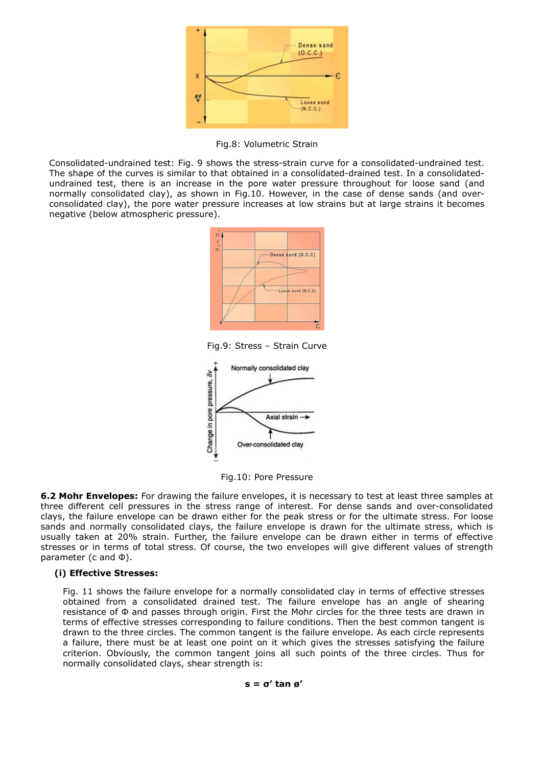Fig.8: Volumetric Strain

Consolidated-undrained test: Fig. 9 shows the stress-strain curve for a consolidated-undrained test. The shape of the curves is similar to that obtained in a consolidated-drained test. In a consolidated-undrained test, there is an increase in the pore water pressure throughout for loose sand (and normally consolidated clay), as shown in Fig.10. However, in the case of dense sands (and over-consolidated clay), the pore water pressure increases at low strains but at large strains it becomes negative (below atmospheric pressure).

Fig.9: Stress – Strain Curve

Fig.10: Pore Pressure

**6.2 Mohr Envelopes:** For drawing the failure envelopes, it is necessary to test at least three samples at three different cell pressures in the stress range of interest. For dense sands and over-consolidated clays, the failure envelope can be drawn either for the peak stress or for the ultimate stress. For loose sands and normally consolidated clays, the failure envelope is drawn for the ultimate stress, which is usually taken at 20% strain. Further, the failure envelope can be drawn either in terms of effective stresses or in terms of total stress. Of course, the two envelopes will give different values of strength parameter (c and Φ).

**(i) Effective Stresses:**

Fig. 11 shows the failure envelope for a normally consolidated clay in terms of effective stresses obtained from a consolidated drained test. The failure envelope has an angle of shearing resistance of Φ and passes through origin. First the Mohr circles for the three tests are drawn in terms of effective stresses corresponding to failure conditions. Then the best common tangent is drawn to the three circles. The common tangent is the failure envelope. As each circle represents a failure, there must be at least one point on it which gives the stresses satisfying the failure criterion. Obviously, the common tangent joins all such points of the three circles. Thus for normally consolidated clays, shear strength is:

$$s = \sigma' \tan \phi'$$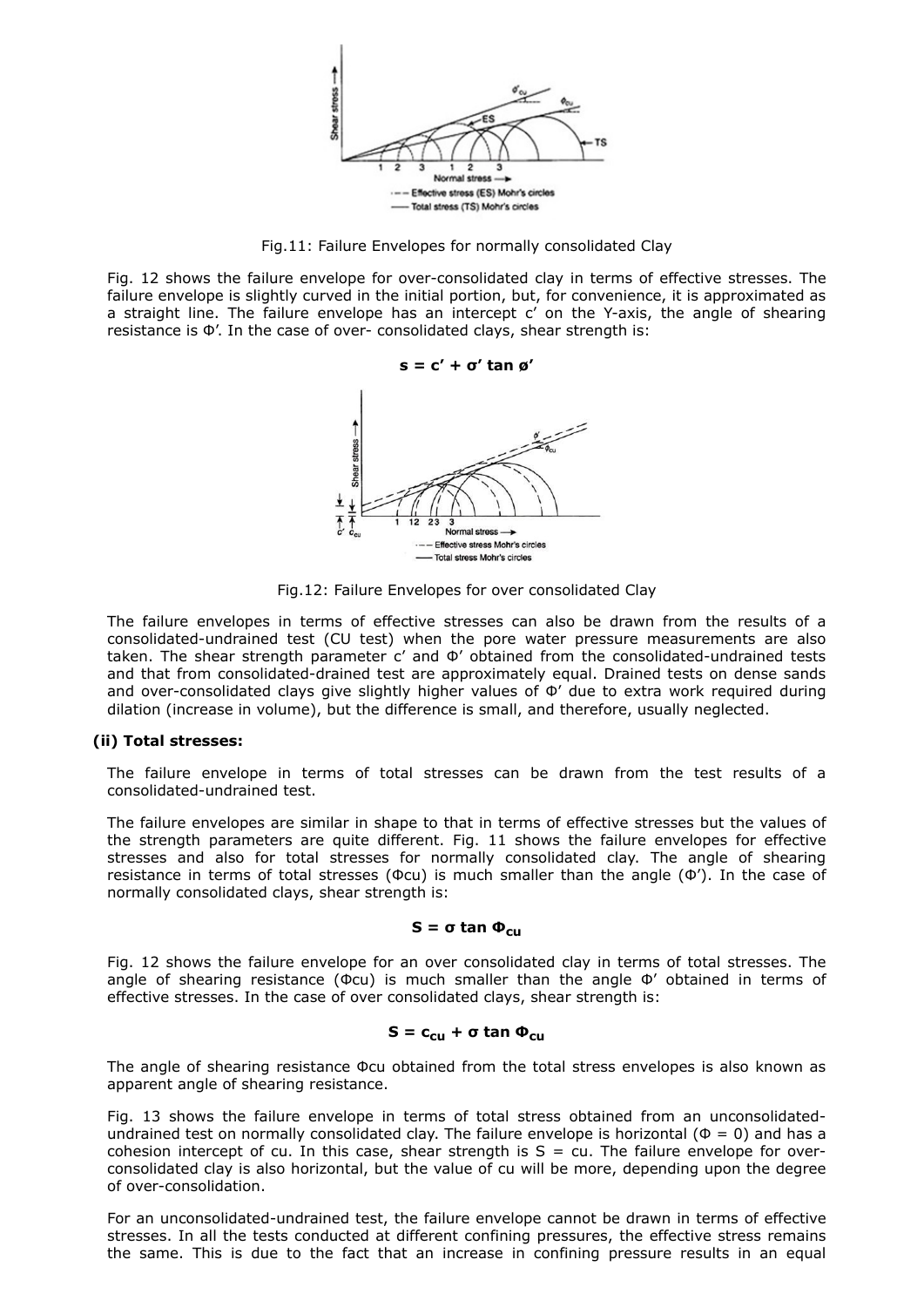Fig.11: Failure Envelopes for normally consolidated Clay

Fig. 12 shows the failure envelope for over-consolidated clay in terms of effective stresses. The failure envelope is slightly curved in the initial portion, but, for convenience, it is approximated as a straight line. The failure envelope has an intercept c′ on the Y-axis, the angle of shearing resistance is Φ′. In the case of over- consolidated clays, shear strength is:

$$s = c' + \sigma' \tan \phi'$$

Fig.12: Failure Envelopes for over consolidated Clay

The failure envelopes in terms of effective stresses can also be drawn from the results of a consolidated-undrained test (CU test) when the pore water pressure measurements are also taken. The shear strength parameter c′ and Φ′ obtained from the consolidated-undrained tests and that from consolidated-drained test are approximately equal. Drained tests on dense sands and over-consolidated clays give slightly higher values of Φ′ due to extra work required during dilation (increase in volume), but the difference is small, and therefore, usually neglected.

**(ii) Total stresses:**

The failure envelope in terms of total stresses can be drawn from the test results of a consolidated-undrained test.

The failure envelopes are similar in shape to that in terms of effective stresses but the values of the strength parameters are quite different. Fig. 11 shows the failure envelopes for effective stresses and also for total stresses for normally consolidated clay. The angle of shearing resistance in terms of total stresses ($\Phi_{cu}$) is much smaller than the angle (Φ′). In the case of normally consolidated clays, shear strength is:

$$S = \sigma \tan \Phi_{cu}$$

Fig. 12 shows the failure envelope for an over consolidated clay in terms of total stresses. The angle of shearing resistance ($\Phi_{cu}$) is much smaller than the angle Φ′ obtained in terms of effective stresses. In the case of over consolidated clays, shear strength is:

$$S = c_{cu} + \sigma \tan \Phi_{cu}$$

The angle of shearing resistance $\Phi_{cu}$ obtained from the total stress envelopes is also known as apparent angle of shearing resistance.

Fig. 13 shows the failure envelope in terms of total stress obtained from an unconsolidated-undrained test on normally consolidated clay. The failure envelope is horizontal ($\Phi = 0$) and has a cohesion intercept of cu. In this case, shear strength is $S = c_u$. The failure envelope for over-consolidated clay is also horizontal, but the value of cu will be more, depending upon the degree of over-consolidation.

For an unconsolidated-undrained test, the failure envelope cannot be drawn in terms of effective stresses. In all the tests conducted at different confining pressures, the effective stress remains the same. This is due to the fact that an increase in confining pressure results in an equal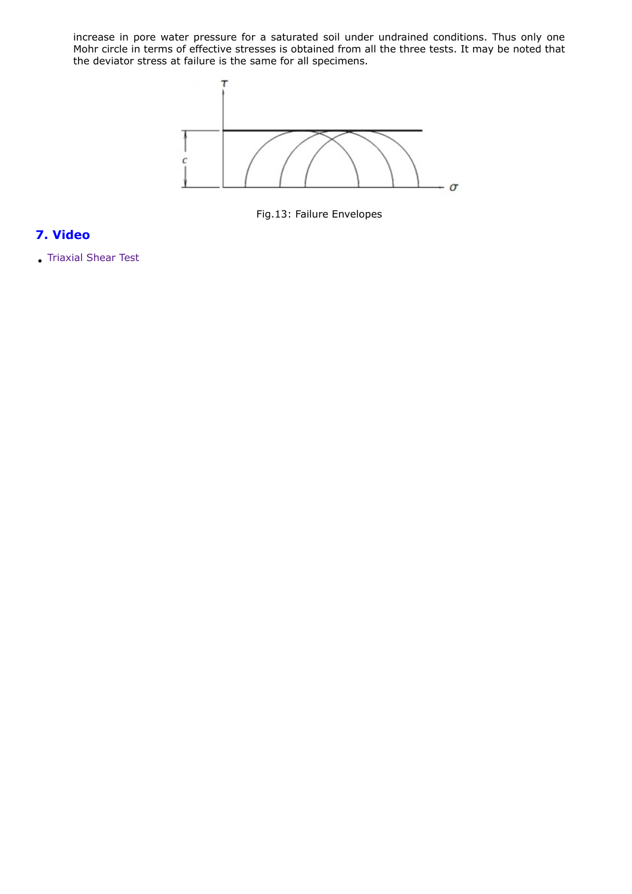increase in pore water pressure for a saturated soil under undrained conditions. Thus only one Mohr circle in terms of effective stresses is obtained from all the three tests. It may be noted that the deviator stress at failure is the same for all specimens.

$\tau$

$c$

$\sigma$

Fig.13: Failure Envelopes

## 7. Video

- Triaxial Shear Test